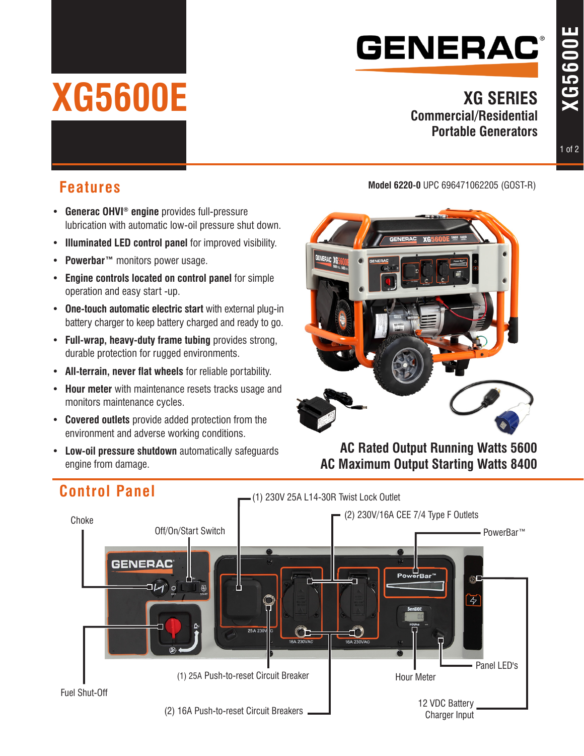# XG5600E

## GENERAC®

### XG SERIES
**Commercial/Residential Portable Generators**

## Features

**Model 6220-0** UPC 696471062205 (GOST-R)

- **Generac OHVI® engine** provides full-pressure lubrication with automatic low-oil pressure shut down.
- **Illuminated LED control panel** for improved visibility.
- **Powerbar™** monitors power usage.
- **Engine controls located on control panel** for simple operation and easy start -up.
- **One-touch automatic electric start** with external plug-in battery charger to keep battery charged and ready to go.
- **Full-wrap, heavy-duty frame tubing** provides strong, durable protection for rugged environments.
- **All-terrain, never flat wheels** for reliable portability.
- **Hour meter** with maintenance resets tracks usage and monitors maintenance cycles.
- **Covered outlets** provide added protection from the environment and adverse working conditions.
- **Low-oil pressure shutdown** automatically safeguards engine from damage.

**AC Rated Output Running Watts 5600**
**AC Maximum Output Starting Watts 8400**

## Control Panel

- Choke
- Off/On/Start Switch
- (1) 230V 25A L14-30R Twist Lock Outlet
- (2) 230V/16A CEE 7/4 Type F Outlets
- PowerBar™
- Fuel Shut-Off
- (1) 25A Push-to-reset Circuit Breaker
- (2) 16A Push-to-reset Circuit Breakers
- Hour Meter
- Panel LED's
- 12 VDC Battery Charger Input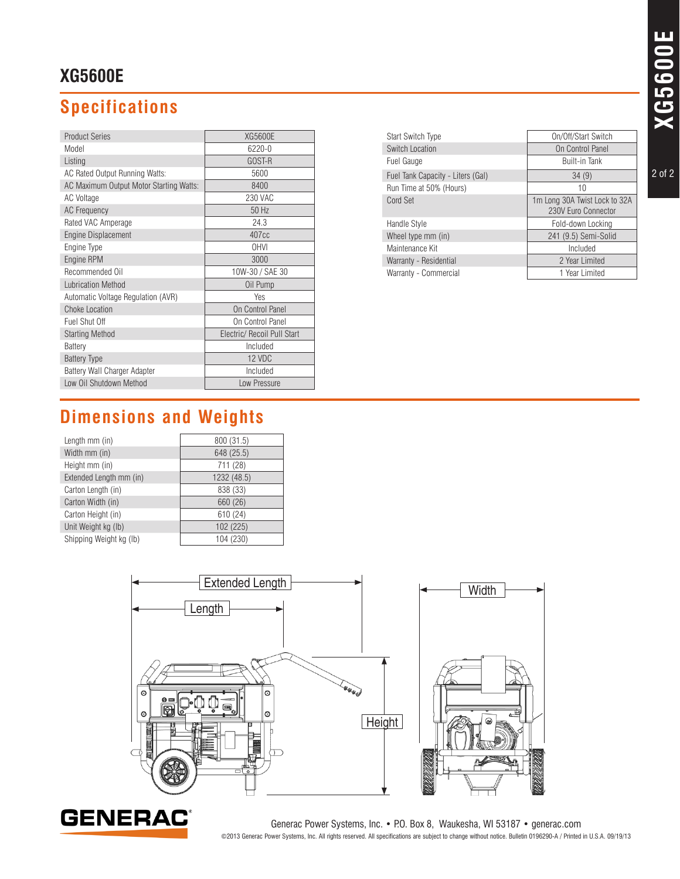# XG5600E

## Specifications

| | |
|---|---|
| Product Series | XG5600E |
| Model | 6220-0 |
| Listing | GOST-R |
| AC Rated Output Running Watts: | 5600 |
| AC Maximum Output Motor Starting Watts: | 8400 |
| AC Voltage | 230 VAC |
| AC Frequency | 50 Hz |
| Rated VAC Amperage | 24.3 |
| Engine Displacement | 407cc |
| Engine Type | OHVI |
| Engine RPM | 3000 |
| Recommended Oil | 10W-30 / SAE 30 |
| Lubrication Method | Oil Pump |
| Automatic Voltage Regulation (AVR) | Yes |
| Choke Location | On Control Panel |
| Fuel Shut Off | On Control Panel |
| Starting Method | Electric/ Recoil Pull Start |
| Battery | Included |
| Battery Type | 12 VDC |
| Battery Wall Charger Adapter | Included |
| Low Oil Shutdown Method | Low Pressure |

| | |
|---|---|
| Start Switch Type | On/Off/Start Switch |
| Switch Location | On Control Panel |
| Fuel Gauge | Built-in Tank |
| Fuel Tank Capacity - Liters (Gal) | 34 (9) |
| Run Time at 50% (Hours) | 10 |
| Cord Set | 1m Long 30A Twist Lock to 32A 230V Euro Connector |
| Handle Style | Fold-down Locking |
| Wheel type mm (in) | 241 (9.5) Semi-Solid |
| Maintenance Kit | Included |
| Warranty - Residential | 2 Year Limited |
| Warranty - Commercial | 1 Year Limited |

## Dimensions and Weights

| | |
|---|---|
| Length mm (in) | 800 (31.5) |
| Width mm (in) | 648 (25.5) |
| Height mm (in) | 711 (28) |
| Extended Length mm (in) | 1232 (48.5) |
| Carton Length (in) | 838 (33) |
| Carton Width (in) | 660 (26) |
| Carton Height (in) | 610 (24) |
| Unit Weight kg (lb) | 102 (225) |
| Shipping Weight kg (lb) | 104 (230) |

Extended Length

Length

Width

Height

GENERAC

Generac Power Systems, Inc. • P.O. Box 8, Waukesha, WI 53187 • generac.com

©2013 Generac Power Systems, Inc. All rights reserved. All specifications are subject to change without notice. Bulletin 0196290-A / Printed in U.S.A. 09/19/13